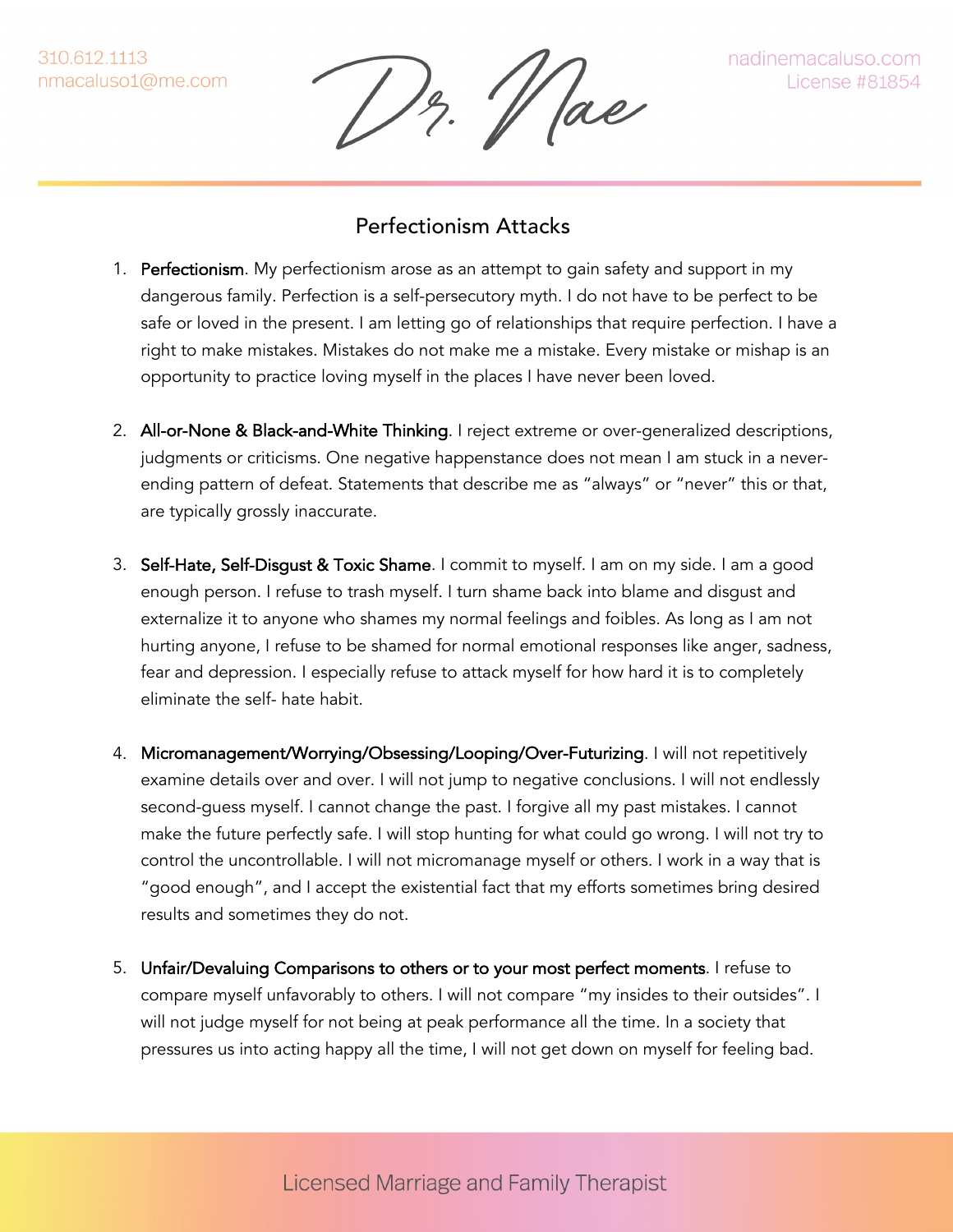310.612.1113
nmacaluso1@me.com

Dr. Nae

nadinemacaluso.com
License #81854

## Perfectionism Attacks

1. **Perfectionism**. My perfectionism arose as an attempt to gain safety and support in my dangerous family. Perfection is a self-persecutory myth. I do not have to be perfect to be safe or loved in the present. I am letting go of relationships that require perfection. I have a right to make mistakes. Mistakes do not make me a mistake. Every mistake or mishap is an opportunity to practice loving myself in the places I have never been loved.

2. **All-or-None & Black-and-White Thinking**. I reject extreme or over-generalized descriptions, judgments or criticisms. One negative happenstance does not mean I am stuck in a never-ending pattern of defeat. Statements that describe me as "always" or "never" this or that, are typically grossly inaccurate.

3. **Self-Hate, Self-Disgust & Toxic Shame**. I commit to myself. I am on my side. I am a good enough person. I refuse to trash myself. I turn shame back into blame and disgust and externalize it to anyone who shames my normal feelings and foibles. As long as I am not hurting anyone, I refuse to be shamed for normal emotional responses like anger, sadness, fear and depression. I especially refuse to attack myself for how hard it is to completely eliminate the self- hate habit.

4. **Micromanagement/Worrying/Obsessing/Looping/Over-Futurizing**. I will not repetitively examine details over and over. I will not jump to negative conclusions. I will not endlessly second-guess myself. I cannot change the past. I forgive all my past mistakes. I cannot make the future perfectly safe. I will stop hunting for what could go wrong. I will not try to control the uncontrollable. I will not micromanage myself or others. I work in a way that is "good enough", and I accept the existential fact that my efforts sometimes bring desired results and sometimes they do not.

5. **Unfair/Devaluing Comparisons to others or to your most perfect moments**. I refuse to compare myself unfavorably to others. I will not compare "my insides to their outsides". I will not judge myself for not being at peak performance all the time. In a society that pressures us into acting happy all the time, I will not get down on myself for feeling bad.

Licensed Marriage and Family Therapist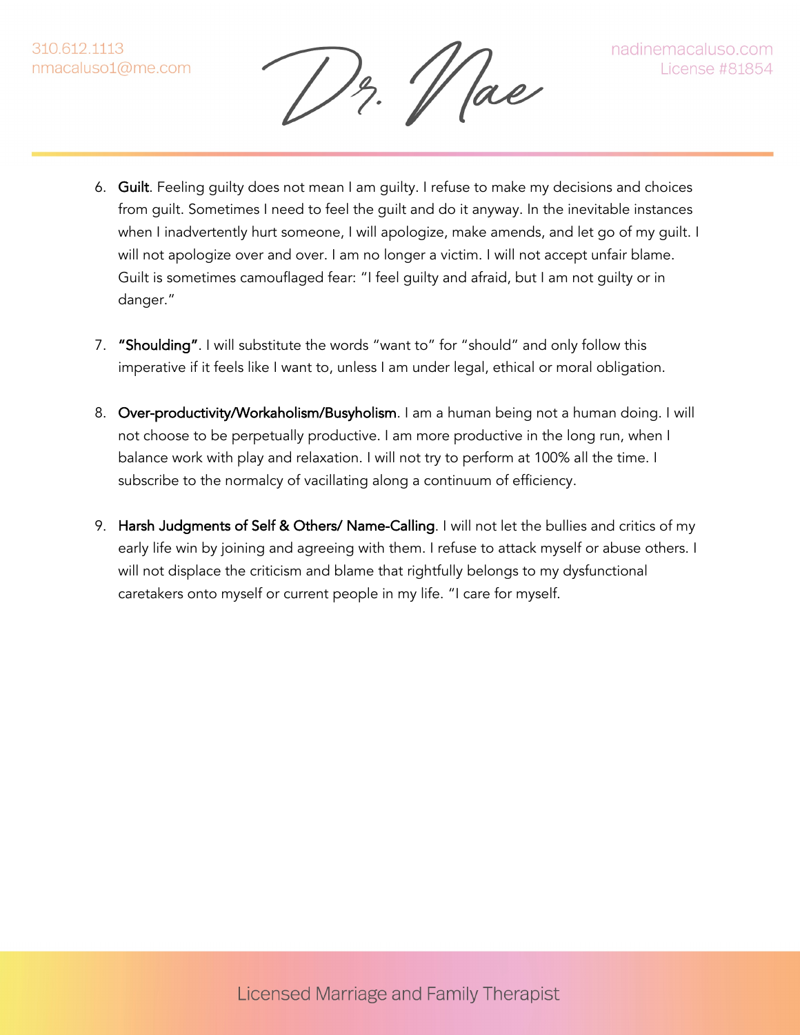6. **Guilt**. Feeling guilty does not mean I am guilty. I refuse to make my decisions and choices from guilt. Sometimes I need to feel the guilt and do it anyway. In the inevitable instances when I inadvertently hurt someone, I will apologize, make amends, and let go of my guilt. I will not apologize over and over. I am no longer a victim. I will not accept unfair blame. Guilt is sometimes camouflaged fear: "I feel guilty and afraid, but I am not guilty or in danger."

7. **"Shoulding"**. I will substitute the words "want to" for "should" and only follow this imperative if it feels like I want to, unless I am under legal, ethical or moral obligation.

8. **Over-productivity/Workaholism/Busyholism**. I am a human being not a human doing. I will not choose to be perpetually productive. I am more productive in the long run, when I balance work with play and relaxation. I will not try to perform at 100% all the time. I subscribe to the normalcy of vacillating along a continuum of efficiency.

9. **Harsh Judgments of Self & Others/ Name-Calling**. I will not let the bullies and critics of my early life win by joining and agreeing with them. I refuse to attack myself or abuse others. I will not displace the criticism and blame that rightfully belongs to my dysfunctional caretakers onto myself or current people in my life. "I care for myself.